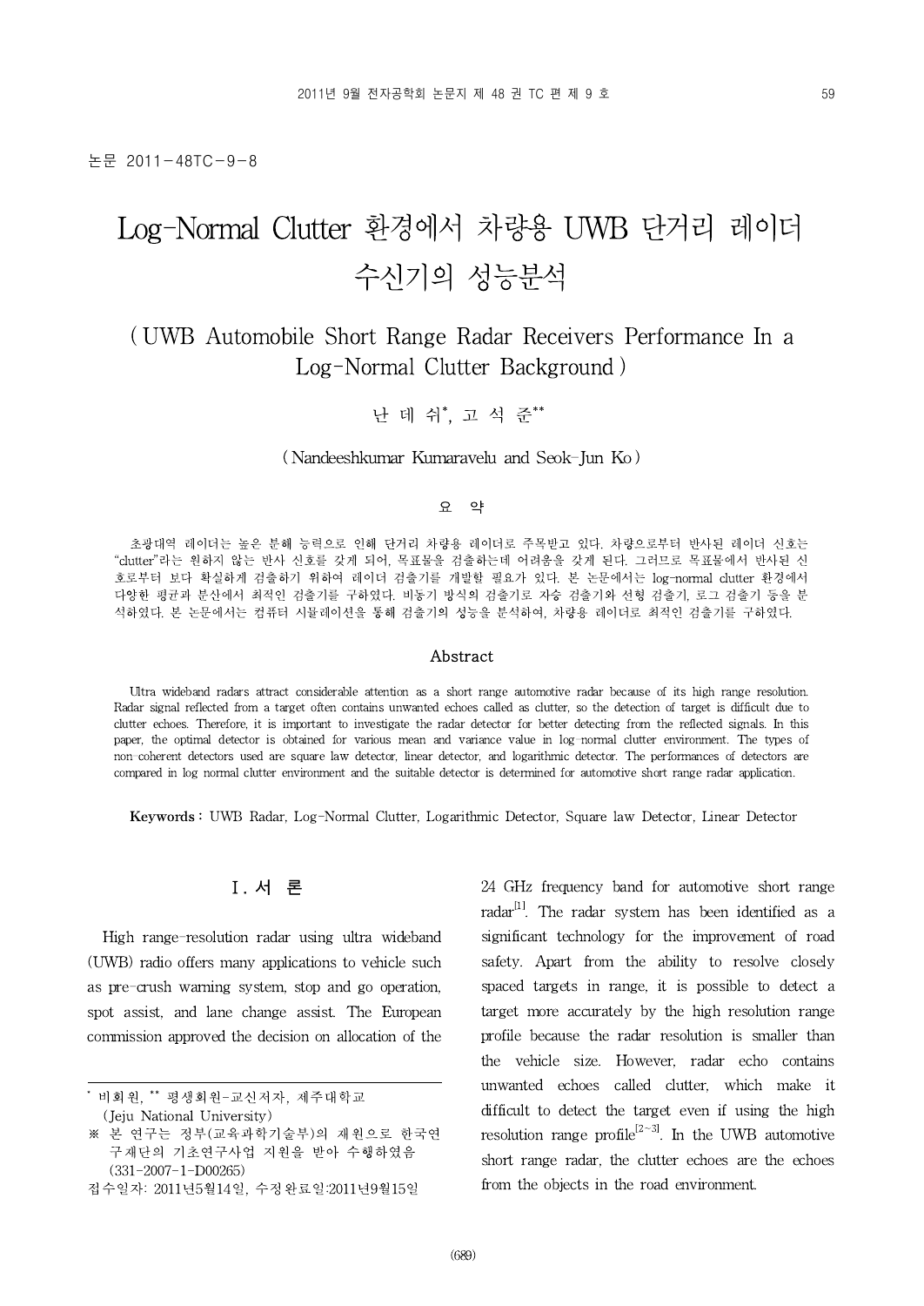논문 2011-48TC-9-8

# Log-Normal Clutter 환경에서 차량용 UWB 단거리 레이더 수신기의 성능분석

## ( UWB Automobile Short Range Radar Receivers Performance In a Log-Normal Clutter Background )

난 데 쉬*, 고 석 준**

( Nandeeshkumar Kumaravelu and Seok-Jun Ko )

### 요 약

초광대역 레이더는 높은 분해 능력으로 인해 단거리 차량용 레이더로 주목받고 있다. 차량으로부터 반사된 레이더 신호는 "clutter"라는 원하지 않는 반사 신호를 갖게 되어, 목표물을 검출하는데 어려움을 갖게 된다. 그러므로 목표물에서 반사된 신호로부터 보다 확실하게 검출하기 위하여 레이더 검출기를 개발할 필요가 있다. 본 논문에서는 log-normal clutter 환경에서 다양한 평균과 분산에서 최적인 검출기를 구하였다. 비동기 방식의 검출기로 자승 검출기와 선형 검출기, 로그 검출기 등을 분석하였다. 본 논문에서는 컴퓨터 시뮬레이션을 통해 검출기의 성능을 분석하여, 차량용 레이더로 최적인 검출기를 구하였다.

### Abstract

Ultra wideband radars attract considerable attention as a short range automotive radar because of its high range resolution. Radar signal reflected from a target often contains unwanted echoes called as clutter, so the detection of target is difficult due to clutter echoes. Therefore, it is important to investigate the radar detector for better detecting from the reflected signals. In this paper, the optimal detector is obtained for various mean and variance value in log-normal clutter environment. The types of non-coherent detectors used are square law detector, linear detector, and logarithmic detector. The performances of detectors are compared in log normal clutter environment and the suitable detector is determined for automotive short range radar application.

**Keywords :** UWB Radar, Log-Normal Clutter, Logarithmic Detector, Square law Detector, Linear Detector

## I. 서 론

High range-resolution radar using ultra wideband (UWB) radio offers many applications to vehicle such as pre-crush warning system, stop and go operation, spot assist, and lane change assist. The European commission approved the decision on allocation of the 24 GHz frequency band for automotive short range radar[1]. The radar system has been identified as a significant technology for the improvement of road safety. Apart from the ability to resolve closely spaced targets in range, it is possible to detect a target more accurately by the high resolution range profile because the radar resolution is smaller than the vehicle size. However, radar echo contains unwanted echoes called clutter, which make it difficult to detect the target even if using the high resolution range profile[2~3]. In the UWB automotive short range radar, the clutter echoes are the echoes from the objects in the road environment.

---

\* 비회원, \*\* 평생회원-교신저자, 제주대학교 (Jeju National University)

※ 본 연구는 정부(교육과학기술부)의 재원으로 한국연구재단의 기초연구사업 지원을 받아 수행하였음 (331-2007-1-D00265)

접수일자: 2011년5월14일, 수정완료일:2011년9월15일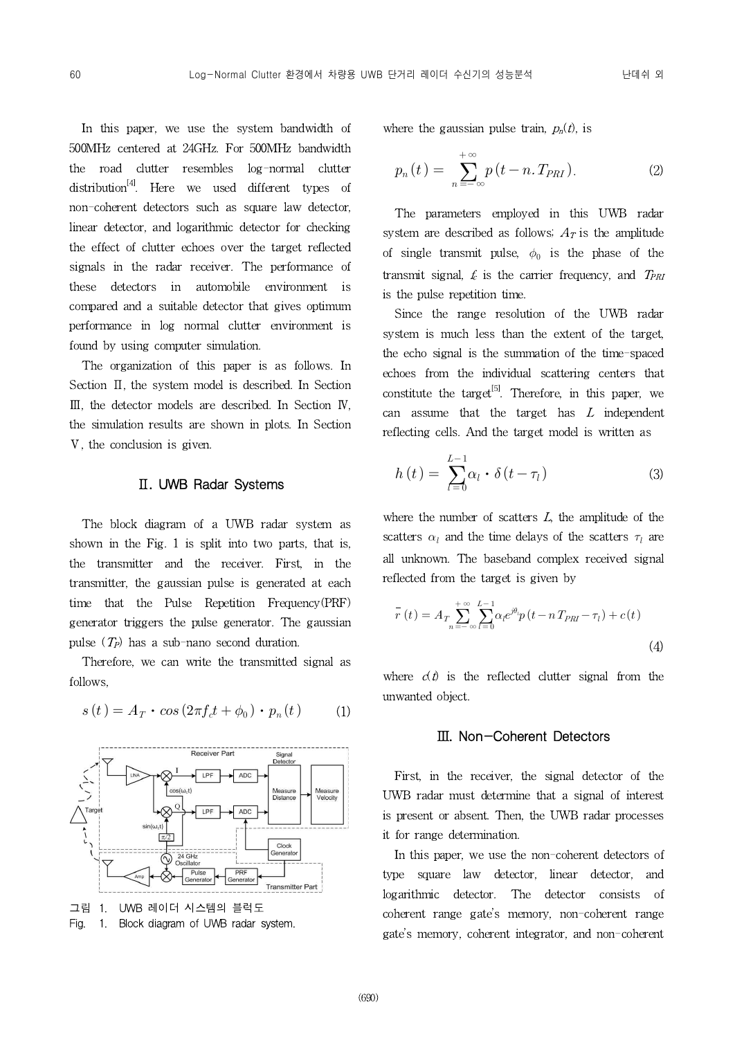In this paper, we use the system bandwidth of 500MHz centered at 24GHz. For 500MHz bandwidth the road clutter resembles log-normal clutter distribution[4]. Here we used different types of non-coherent detectors such as square law detector, linear detector, and logarithmic detector for checking the effect of clutter echoes over the target reflected signals in the radar receiver. The performance of these detectors in automobile environment is compared and a suitable detector that gives optimum performance in log normal clutter environment is found by using computer simulation.

The organization of this paper is as follows. In Section II, the system model is described. In Section III, the detector models are described. In Section IV, the simulation results are shown in plots. In Section V, the conclusion is given.

## II. UWB Radar Systems

The block diagram of a UWB radar system as shown in the Fig. 1 is split into two parts, that is, the transmitter and the receiver. First, in the transmitter, the gaussian pulse is generated at each time that the Pulse Repetition Frequency(PRF) generator triggers the pulse generator. The gaussian pulse ($T_P$) has a sub-nano second duration.

Therefore, we can write the transmitted signal as follows,

$$s(t) = A_T \cdot cos(2\pi f_c t + \phi_0) \cdot p_n(t) \quad (1)$$

그림 1. UWB 레이더 시스템의 블럭도

Fig. 1. Block diagram of UWB radar system.

where the gaussian pulse train, $p_n(t)$, is

$$p_n(t) = \sum_{n=-\infty}^{+\infty} p(t - n.T_{PRI}). \quad (2)$$

The parameters employed in this UWB radar system are described as follows; $A_T$ is the amplitude of single transmit pulse, $\phi_0$ is the phase of the transmit signal, $f_c$ is the carrier frequency, and $T_{PRI}$ is the pulse repetition time.

Since the range resolution of the UWB radar system is much less than the extent of the target, the echo signal is the summation of the time-spaced echoes from the individual scattering centers that constitute the target[5]. Therefore, in this paper, we can assume that the target has $L$ independent reflecting cells. And the target model is written as

$$h(t) = \sum_{l=0}^{L-1} \alpha_l \cdot \delta(t - \tau_l) \quad (3)$$

where the number of scatters $L$, the amplitude of the scatters $\alpha_l$ and the time delays of the scatters $\tau_l$ are all unknown. The baseband complex received signal reflected from the target is given by

$$\bar{r}(t) = A_T \sum_{n=-\infty}^{+\infty} \sum_{l=0}^{L-1} \alpha_l e^{j\theta_l} p(t - nT_{PRI} - \tau_l) + c(t) \quad (4)$$

where $c(t)$ is the reflected clutter signal from the unwanted object.

## III. Non-Coherent Detectors

First, in the receiver, the signal detector of the UWB radar must determine that a signal of interest is present or absent. Then, the UWB radar processes it for range determination.

In this paper, we use the non-coherent detectors of type square law detector, linear detector, and logarithmic detector. The detector consists of coherent range gate's memory, non-coherent range gate's memory, coherent integrator, and non-coherent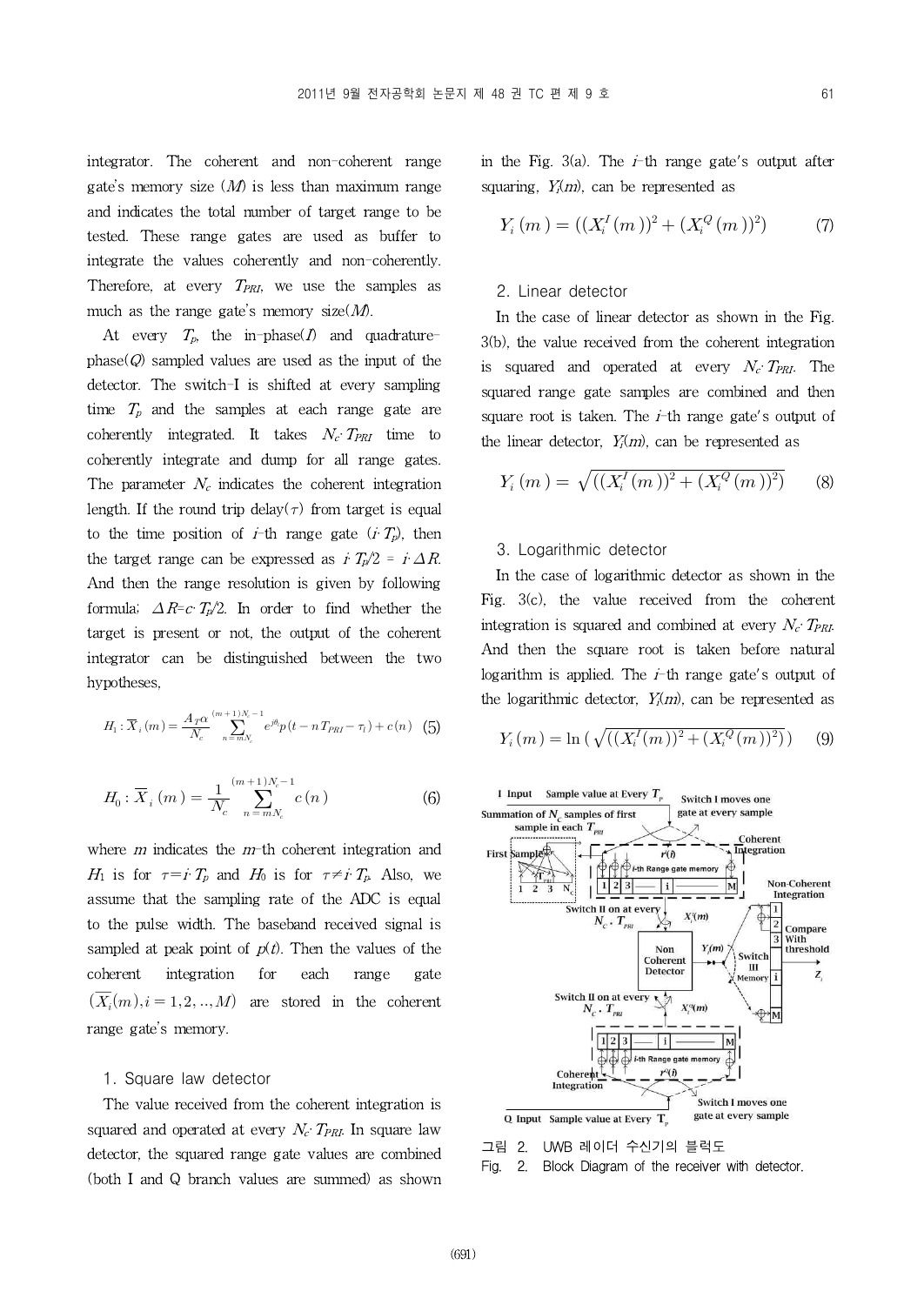integrator. The coherent and non-coherent range gate's memory size ($M$) is less than maximum range and indicates the total number of target range to be tested. These range gates are used as buffer to integrate the values coherently and non-coherently. Therefore, at every $T_{PRI}$, we use the samples as much as the range gate's memory size($M$).

At every $T_p$, the in-phase($I$) and quadrature-phase($Q$) sampled values are used as the input of the detector. The switch-I is shifted at every sampling time $T_p$ and the samples at each range gate are coherently integrated. It takes $N_c \cdot T_{PRI}$ time to coherently integrate and dump for all range gates. The parameter $N_c$ indicates the coherent integration length. If the round trip delay($\tau$) from target is equal to the time position of $i$-th range gate ($i \cdot T_p$), then the target range can be expressed as $i \cdot T_p/2 = i \cdot \Delta R$. And then the range resolution is given by following formula; $\Delta R = c \cdot T_p/2$. In order to find whether the target is present or not, the output of the coherent integrator can be distinguished between the two hypotheses,

$$H_1 : \overline{X}_i(m) = \frac{A_T \alpha}{N_c} \sum_{n=mN_c}^{(m+1)N_c - 1} e^{j\theta_l} p(t - nT_{PRI} - \tau_l) + c(n) \quad (5)$$

$$H_0 : \overline{X}_i(m) = \frac{1}{N_c} \sum_{n=mN_c}^{(m+1)N_c - 1} c(n) \quad (6)$$

where $m$ indicates the $m$-th coherent integration and $H_1$ is for $\tau = i \cdot T_p$ and $H_0$ is for $\tau \neq i \cdot T_p$. Also, we assume that the sampling rate of the ADC is equal to the pulse width. The baseband received signal is sampled at peak point of $p(t)$. Then the values of the coherent integration for each range gate $(\overline{X}_i(m), i = 1, 2, .., M)$ are stored in the coherent range gate's memory.

### 1. Square law detector

The value received from the coherent integration is squared and operated at every $N_c \cdot T_{PRI}$. In square law detector, the squared range gate values are combined (both I and Q branch values are summed) as shown in the Fig. 3(a). The $i$-th range gate's output after squaring, $Y_i(m)$, can be represented as

$$Y_i(m) = ((X_i^I(m))^2 + (X_i^Q(m))^2) \quad (7)$$

### 2. Linear detector

In the case of linear detector as shown in the Fig. 3(b), the value received from the coherent integration is squared and operated at every $N_c \cdot T_{PRI}$. The squared range gate samples are combined and then square root is taken. The $i$-th range gate's output of the linear detector, $Y_i(m)$, can be represented as

$$Y_i(m) = \sqrt{((X_i^I(m))^2 + (X_i^Q(m))^2)} \quad (8)$$

### 3. Logarithmic detector

In the case of logarithmic detector as shown in the Fig. 3(c), the value received from the coherent integration is squared and combined at every $N_c \cdot T_{PRI}$. And then the square root is taken before natural logarithm is applied. The $i$-th range gate's output of the logarithmic detector, $Y_i(m)$, can be represented as

$$Y_i(m) = \ln\left(\sqrt{((X_i^I(m))^2 + (X_i^Q(m))^2)}\right) \quad (9)$$

그림 2. UWB 레이더 수신기의 블럭도

Fig. 2. Block Diagram of the receiver with detector.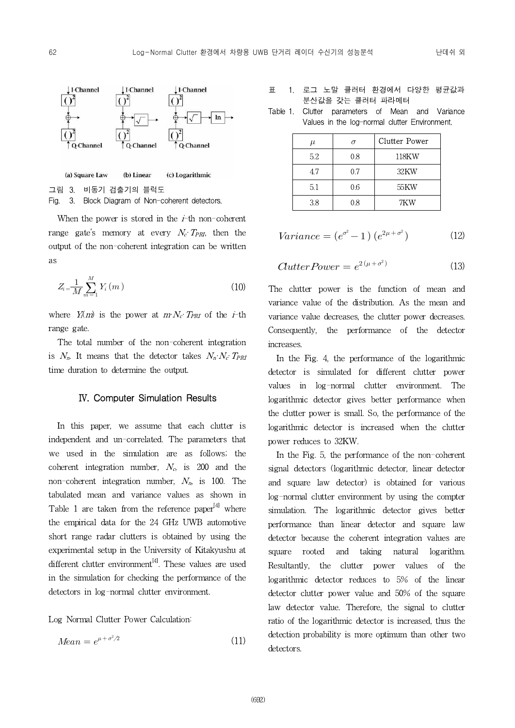그림 3. 비동기 검출기의 블럭도

Fig. 3. Block Diagram of Non-coherent detectors.

When the power is stored in the $i$-th non-coherent range gate's memory at every $N_c \cdot T_{PRI}$, then the output of the non-coherent integration can be written as

$$Z_i = \frac{1}{M}\sum_{m=1}^{M} Y_i(m) \tag{10}$$

where $Y_i(m)$ is the power at $m \cdot N_c \cdot T_{PRI}$ of the $i$-th range gate.

The total number of the non-coherent integration is $N_n$. It means that the detector takes $N_n \cdot N_c \cdot T_{PRI}$ time duration to determine the output.

## IV. Computer Simulation Results

In this paper, we assume that each clutter is independent and un-correlated. The parameters that we used in the simulation are as follows; the coherent integration number, $N_c$, is 200 and the non-coherent integration number, $N_n$, is 100. The tabulated mean and variance values as shown in Table 1 are taken from the reference paper[4] where the empirical data for the 24 GHz UWB automotive short range radar clutters is obtained by using the experimental setup in the University of Kitakyushu at different clutter environment[4]. These values are used in the simulation for checking the performance of the detectors in log-normal clutter environment.

Log Normal Clutter Power Calculation:

$$Mean = e^{\mu + \sigma^2/2} \tag{11}$$

표 1. 로그 노말 클러터 환경에서 다양한 평균값과 분산값을 갖는 클러터 파라미터

Table 1. Clutter parameters of Mean and Variance Values in the log-normal clutter Environment.

| $\mu$ | $\sigma$ | Clutter Power |
|---|---|---|
| 5.2 | 0.8 | 118KW |
| 4.7 | 0.7 | 32KW |
| 5.1 | 0.6 | 55KW |
| 3.8 | 0.8 | 7KW |

$$Variance = (e^{\sigma^2} - 1)\,(e^{2\mu + \sigma^2}) \tag{12}$$

$$Clutter\,Power = e^{2(\mu + \sigma^2)} \tag{13}$$

The clutter power is the function of mean and variance value of the distribution. As the mean and variance value decreases, the clutter power decreases. Consequently, the performance of the detector increases.

In the Fig. 4, the performance of the logarithmic detector is simulated for different clutter power values in log-normal clutter environment. The logarithmic detector gives better performance when the clutter power is small. So, the performance of the logarithmic detector is increased when the clutter power reduces to 32KW.

In the Fig. 5, the performance of the non-coherent signal detectors (logarithmic detector, linear detector and square law detector) is obtained for various log-normal clutter environment by using the compter simulation. The logarithmic detector gives better performance than linear detector and square law detector because the coherent integration values are square rooted and taking natural logarithm. Resultantly, the clutter power values of the logarithmic detector reduces to 5% of the linear detector clutter power value and 50% of the square law detector value. Therefore, the signal to clutter ratio of the logarithmic detector is increased, thus the detection probability is more optimum than other two detectors.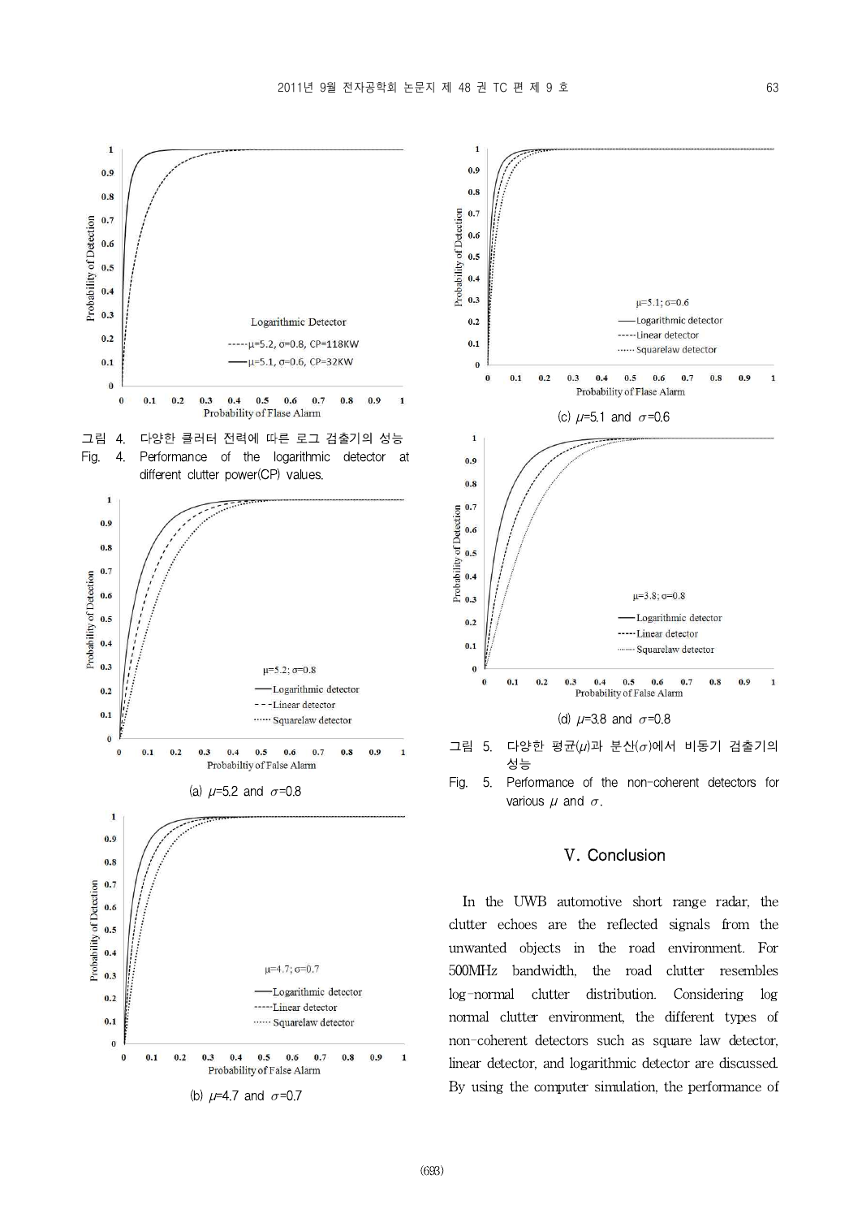그림 4. 다양한 클러터 전력에 따른 로그 검출기의 성능

Fig. 4. Performance of the logarithmic detector at different clutter power(CP) values.

(a) $\mu$=5.2 and $\sigma$=0.8

(b) $\mu$=4.7 and $\sigma$=0.7

(c) $\mu$=5.1 and $\sigma$=0.6

(d) $\mu$=3.8 and $\sigma$=0.8

그림 5. 다양한 평균($\mu$)과 분산($\sigma$)에서 비동기 검출기의 성능

Fig. 5. Performance of the non-coherent detectors for various $\mu$ and $\sigma$.

## V. Conclusion

In the UWB automotive short range radar, the clutter echoes are the reflected signals from the unwanted objects in the road environment. For 500MHz bandwidth, the road clutter resembles log-normal clutter distribution. Considering log normal clutter environment, the different types of non-coherent detectors such as square law detector, linear detector, and logarithmic detector are discussed. By using the computer simulation, the performance of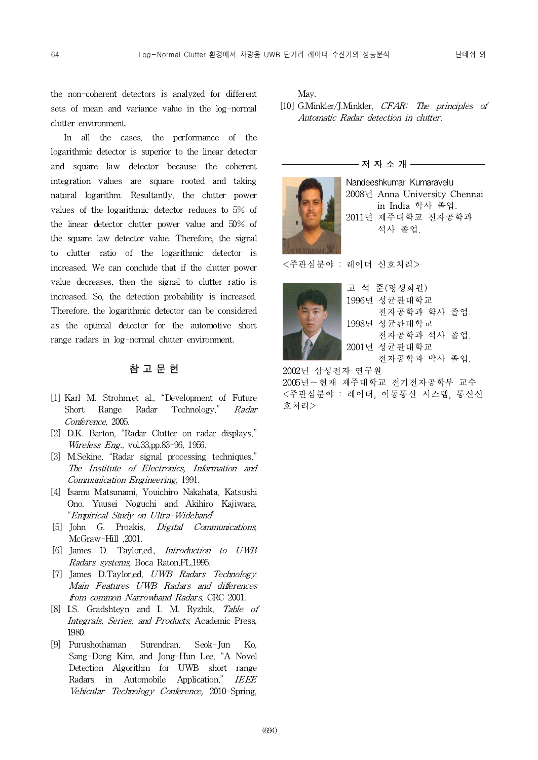the non-coherent detectors is analyzed for different sets of mean and variance value in the log-normal clutter environment.

In all the cases, the performance of the logarithmic detector is superior to the linear detector and square law detector because the coherent integration values are square rooted and taking natural logarithm. Resultantly, the clutter power values of the logarithmic detector reduces to 5% of the linear detector clutter power value and 50% of the square law detector value. Therefore, the signal to clutter ratio of the logarithmic detector is increased. We can conclude that if the clutter power value decreases, then the signal to clutter ratio is increased. So, the detection probability is increased. Therefore, the logarithmic detector can be considered as the optimal detector for the automotive short range radars in log-normal clutter environment.

## 참 고 문 헌

[1] Karl M. Strohm,et al., "Development of Future Short Range Radar Technology," *Radar Conference*, 2005.

[2] D.K. Barton, "Radar Clutter on radar displays," *Wireless Eng.*, vol.33,pp.83-96, 1956.

[3] M.Sekine, "Radar signal processing techniques," *The Institute of Electronics, Information and Communication Engineering*, 1991.

[4] Isamu Matsunami, Youichiro Nakahata, Katsushi Ono, Yuusei Noguchi and Akihiro Kajiwara, "*Empirical Study on Ultra-Wideband*"

[5] John G. Proakis, *Digital Communications*, McGraw-Hill ,2001.

[6] James D. Taylor,ed., *Introduction to UWB Radars systems*, Boca Raton,FL,1995.

[7] James D.Taylor,ed, *UWB Radars Technology. Main Features UWB Radars and differences from common Narrowband Radars*, CRC 2001.

[8] I.S. Gradshteyn and I. M. Ryzhik, *Table of Integrals, Series, and Products*, Academic Press, 1980.

[9] Purushothaman Surendran, Seok-Jun Ko, Sang-Dong Kim, and Jong-Hun Lee, "A Novel Detection Algorithm for UWB short range Radars in Automobile Application," *IEEE Vehicular Technology Conference*, 2010-Spring, May.

[10] G.Minkler/J.Minkler, *CFAR: The principles of Automatic Radar detection in clutter.*

## 저 자 소 개

**Nandeeshkumar Kumaravelu**
2008년 Anna University Chennai in India 학사 졸업.
2011년 제주대학교 전자공학과 석사 졸업.
<주관심분야 : 레이더 신호처리>

**고 석 준(평생회원)**
1996년 성균관대학교 전자공학과 학사 졸업.
1998년 성균관대학교 전자공학과 석사 졸업.
2001년 성균관대학교 전자공학과 박사 졸업.
2002년 삼성전자 연구원
2005년～현재 제주대학교 전기전자공학부 교수
<주관심분야 : 레이더, 이동통신 시스템, 통신신호처리>